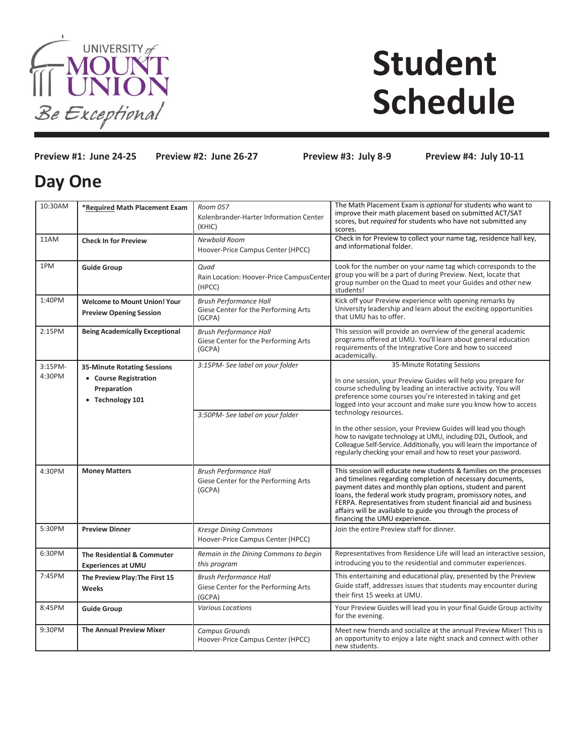# Student Schedule

**Preview #1: June 24-25** **Preview #2: June 26-27** **Preview #3: July 8-9** **Preview #4: July 10-11**

## Day One

| | | | |
|---|---|---|---|
| 10:30AM | ***Required Math Placement Exam** | *Room 057*<br>Kolenbrander-Harter Information Center (KHIC) | The Math Placement Exam is *optional* for students who want to improve their math placement based on submitted ACT/SAT scores, but *required* for students who have not submitted any scores. |
| 11AM | **Check In for Preview** | *Newbold Room*<br>Hoover-Price Campus Center (HPCC) | Check in for Preview to collect your name tag, residence hall key, and informational folder. |
| 1PM | **Guide Group** | *Quad*<br>Rain Location: Hoover-Price CampusCenter (HPCC) | Look for the number on your name tag which corresponds to the group you will be a part of during Preview. Next, locate that group number on the Quad to meet your Guides and other new students! |
| 1:40PM | **Welcome to Mount Union! Your Preview Opening Session** | *Brush Performance Hall*<br>Giese Center for the Performing Arts (GCPA) | Kick off your Preview experience with opening remarks by University leadership and learn about the exciting opportunities that UMU has to offer. |
| 2:15PM | **Being Academically Exceptional** | *Brush Performance Hall*<br>Giese Center for the Performing Arts (GCPA) | This session will provide an overview of the general academic programs offered at UMU. You'll learn about general education requirements of the Integrative Core and how to succeed academically. |
| 3:15PM-4:30PM | **35-Minute Rotating Sessions**<br>• **Course Registration Preparation**<br>• **Technology 101** | *3:15PM- See label on your folder*<br><br>*3:50PM- See label on your folder* | 35-Minute Rotating Sessions<br><br>In one session, your Preview Guides will help you prepare for course scheduling by leading an interactive activity. You will preference some courses you're interested in taking and get logged into your account and make sure you know how to access technology resources.<br><br>In the other session, your Preview Guides will lead you though how to navigate technology at UMU, including D2L, Outlook, and Colleague Self-Service. Additionally, you will learn the importance of regularly checking your email and how to reset your password. |
| 4:30PM | **Money Matters** | *Brush Performance Hall*<br>Giese Center for the Performing Arts (GCPA) | This session will educate new students & families on the processes and timelines regarding completion of necessary documents, payment dates and monthly plan options, student and parent loans, the federal work study program, promissory notes, and FERPA. Representatives from student financial aid and business affairs will be available to guide you through the process of financing the UMU experience. |
| 5:30PM | **Preview Dinner** | *Kresge Dining Commons*<br>Hoover-Price Campus Center (HPCC) | Join the entire Preview staff for dinner. |
| 6:30PM | **The Residential & Commuter Experiences at UMU** | *Remain in the Dining Commons to begin this program* | Representatives from Residence Life will lead an interactive session, introducing you to the residential and commuter experiences. |
| 7:45PM | **The Preview Play:The First 15 Weeks** | *Brush Performance Hall*<br>Giese Center for the Performing Arts (GCPA) | This entertaining and educational play, presented by the Preview Guide staff, addresses issues that students may encounter during their first 15 weeks at UMU. |
| 8:45PM | **Guide Group** | *Various Locations* | Your Preview Guides will lead you in your final Guide Group activity for the evening. |
| 9:30PM | **The Annual Preview Mixer** | *Campus Grounds*<br>Hoover-Price Campus Center (HPCC) | Meet new friends and socialize at the annual Preview Mixer! This is an opportunity to enjoy a late night snack and connect with other new students. |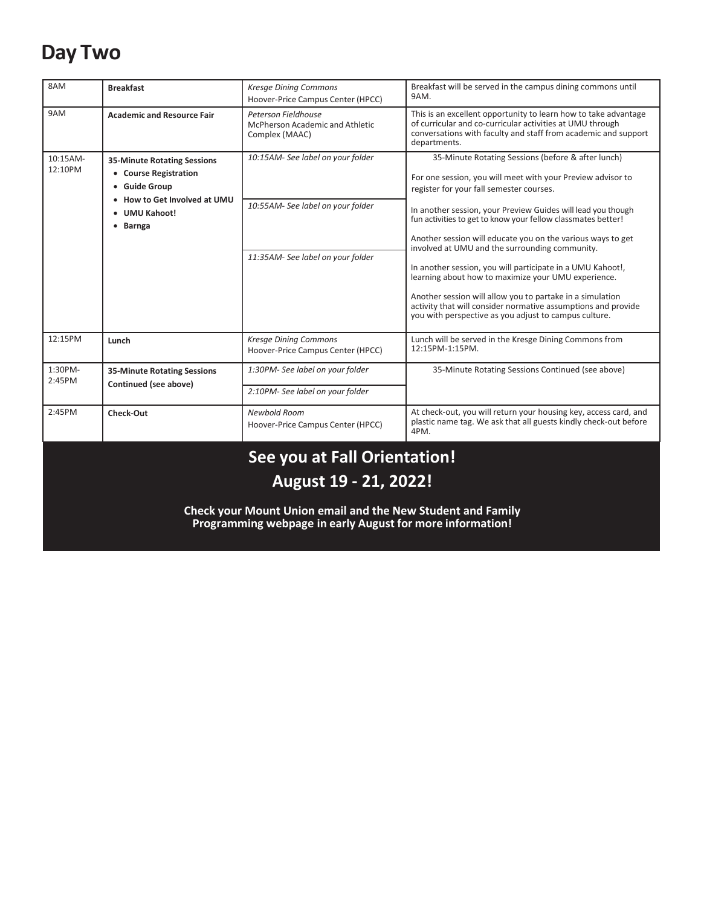# Day Two

| | | | |
|---|---|---|---|
| 8AM | **Breakfast** | *Kresge Dining Commons*<br>Hoover-Price Campus Center (HPCC) | Breakfast will be served in the campus dining commons until 9AM. |
| 9AM | **Academic and Resource Fair** | *Peterson Fieldhouse*<br>McPherson Academic and Athletic Complex (MAAC) | This is an excellent opportunity to learn how to take advantage of curricular and co-curricular activities at UMU through conversations with faculty and staff from academic and support departments. |
| 10:15AM-12:10PM | **35-Minute Rotating Sessions**<br>• **Course Registration**<br>• **Guide Group**<br>• **How to Get Involved at UMU**<br>• **UMU Kahoot!**<br>• **Barnga** | *10:15AM- See label on your folder*<br><br>*10:55AM- See label on your folder*<br><br>*11:35AM- See label on your folder* | 35-Minute Rotating Sessions (before & after lunch)<br><br>For one session, you will meet with your Preview advisor to register for your fall semester courses.<br><br>In another session, your Preview Guides will lead you though fun activities to get to know your fellow classmates better!<br><br>Another session will educate you on the various ways to get involved at UMU and the surrounding community.<br><br>In another session, you will participate in a UMU Kahoot!, learning about how to maximize your UMU experience.<br><br>Another session will allow you to partake in a simulation activity that will consider normative assumptions and provide you with perspective as you adjust to campus culture. |
| 12:15PM | **Lunch** | *Kresge Dining Commons*<br>Hoover-Price Campus Center (HPCC) | Lunch will be served in the Kresge Dining Commons from 12:15PM-1:15PM. |
| 1:30PM-2:45PM | **35-Minute Rotating Sessions Continued (see above)** | *1:30PM- See label on your folder*<br><br>*2:10PM- See label on your folder* | 35-Minute Rotating Sessions Continued (see above) |
| 2:45PM | **Check-Out** | *Newbold Room*<br>Hoover-Price Campus Center (HPCC) | At check-out, you will return your housing key, access card, and plastic name tag. We ask that all guests kindly check-out before 4PM. |

## See you at Fall Orientation!

## August 19 - 21, 2022!

**Check your Mount Union email and the New Student and Family Programming webpage in early August for more information!**